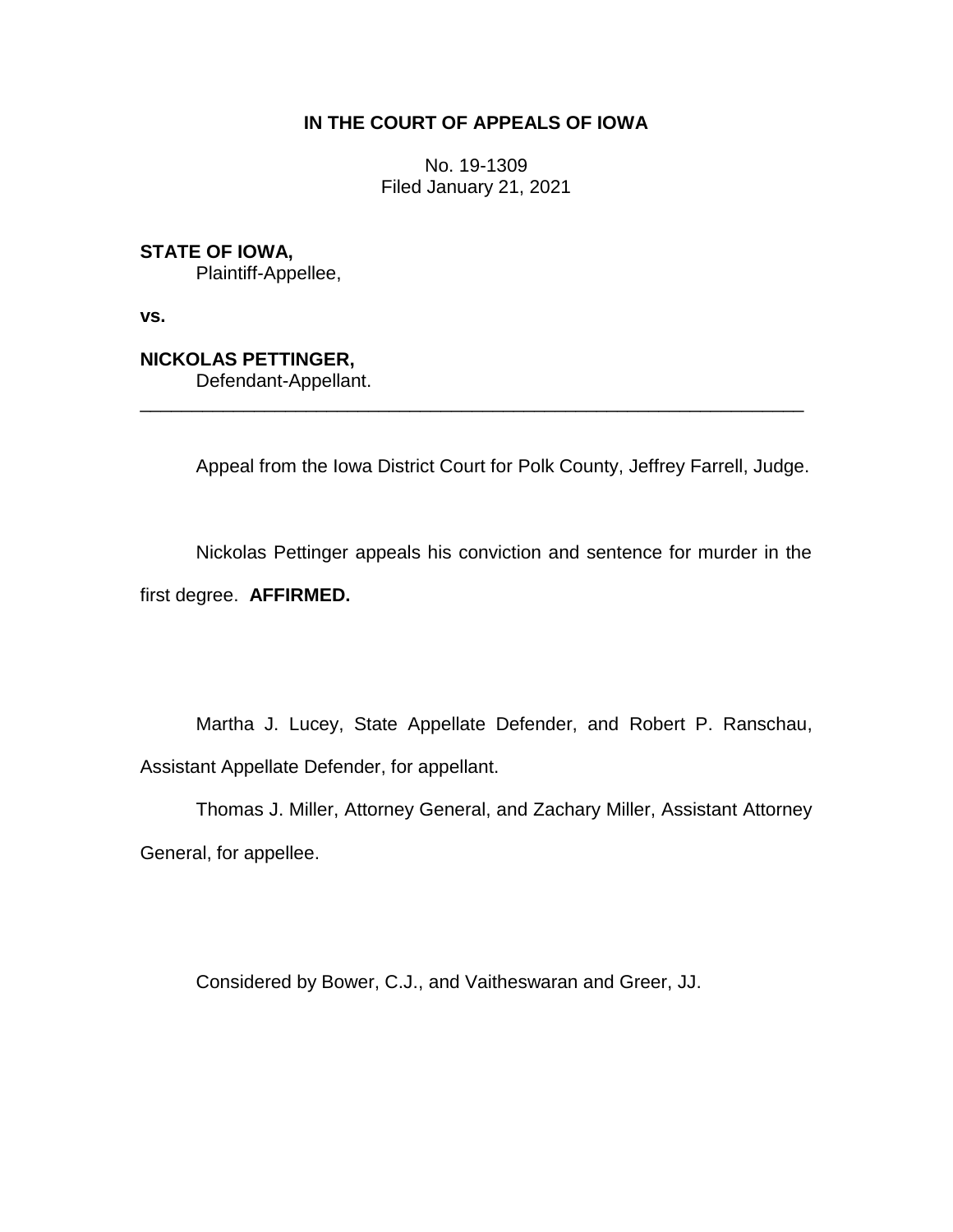**IN THE COURT OF APPEALS OF IOWA**

No. 19-1309
Filed January 21, 2021

**STATE OF IOWA,**
Plaintiff-Appellee,

**vs.**

**NICKOLAS PETTINGER,**
Defendant-Appellant.

---

Appeal from the Iowa District Court for Polk County, Jeffrey Farrell, Judge.

Nickolas Pettinger appeals his conviction and sentence for murder in the first degree. **AFFIRMED.**

Martha J. Lucey, State Appellate Defender, and Robert P. Ranschau, Assistant Appellate Defender, for appellant.

Thomas J. Miller, Attorney General, and Zachary Miller, Assistant Attorney General, for appellee.

Considered by Bower, C.J., and Vaitheswaran and Greer, JJ.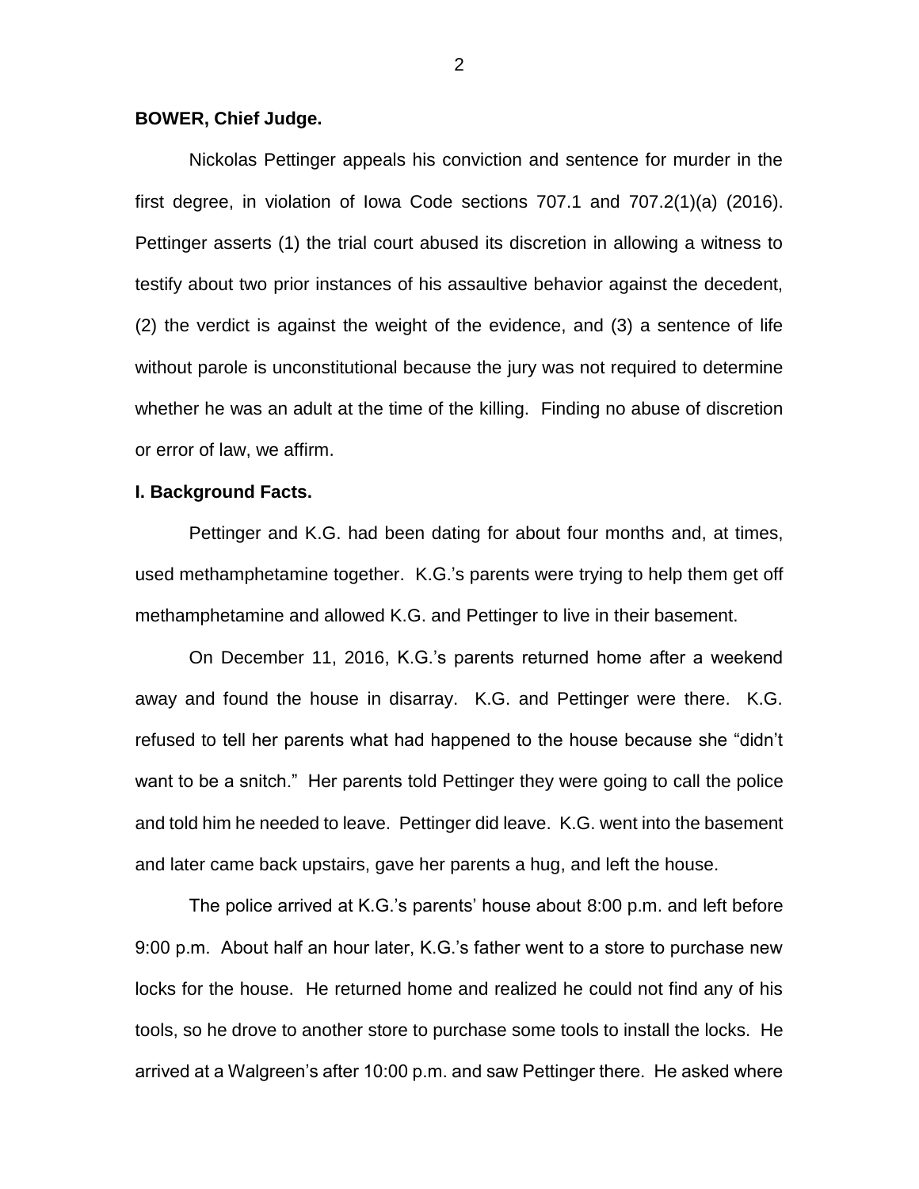**BOWER, Chief Judge.**

Nickolas Pettinger appeals his conviction and sentence for murder in the first degree, in violation of Iowa Code sections 707.1 and 707.2(1)(a) (2016). Pettinger asserts (1) the trial court abused its discretion in allowing a witness to testify about two prior instances of his assaultive behavior against the decedent, (2) the verdict is against the weight of the evidence, and (3) a sentence of life without parole is unconstitutional because the jury was not required to determine whether he was an adult at the time of the killing. Finding no abuse of discretion or error of law, we affirm.

**I. Background Facts.**

Pettinger and K.G. had been dating for about four months and, at times, used methamphetamine together. K.G.'s parents were trying to help them get off methamphetamine and allowed K.G. and Pettinger to live in their basement.

On December 11, 2016, K.G.'s parents returned home after a weekend away and found the house in disarray. K.G. and Pettinger were there. K.G. refused to tell her parents what had happened to the house because she "didn't want to be a snitch." Her parents told Pettinger they were going to call the police and told him he needed to leave. Pettinger did leave. K.G. went into the basement and later came back upstairs, gave her parents a hug, and left the house.

The police arrived at K.G.'s parents' house about 8:00 p.m. and left before 9:00 p.m. About half an hour later, K.G.'s father went to a store to purchase new locks for the house. He returned home and realized he could not find any of his tools, so he drove to another store to purchase some tools to install the locks. He arrived at a Walgreen's after 10:00 p.m. and saw Pettinger there. He asked where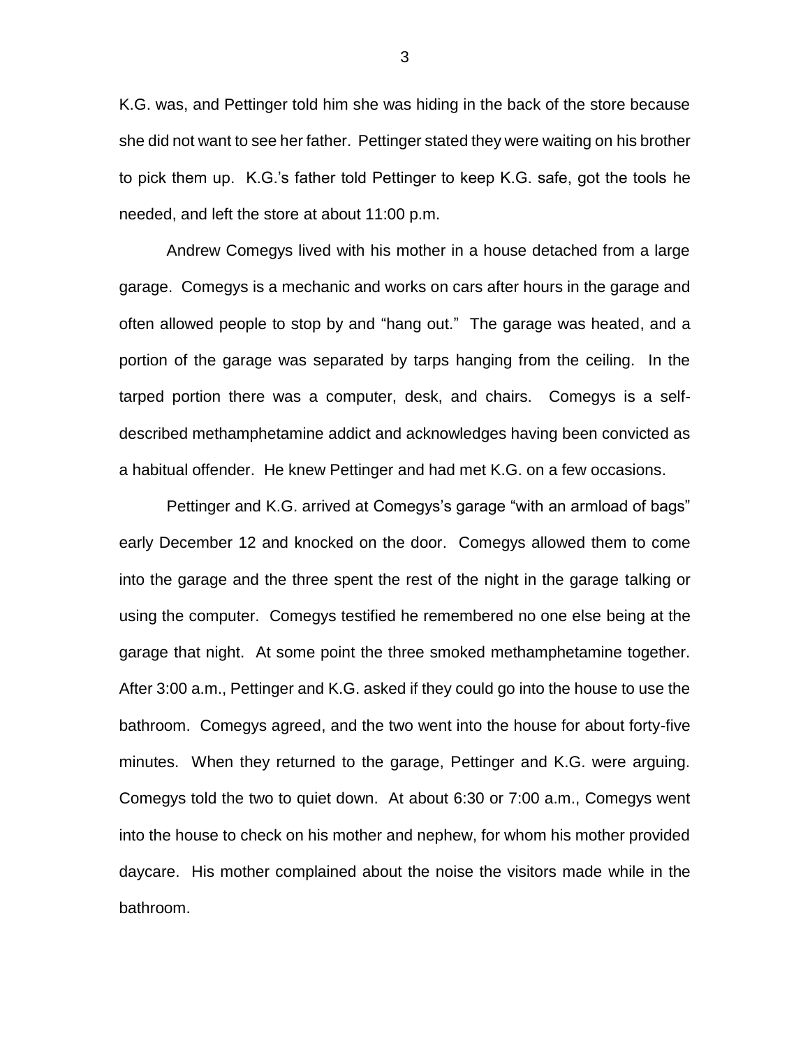K.G. was, and Pettinger told him she was hiding in the back of the store because she did not want to see her father. Pettinger stated they were waiting on his brother to pick them up. K.G.'s father told Pettinger to keep K.G. safe, got the tools he needed, and left the store at about 11:00 p.m.

Andrew Comegys lived with his mother in a house detached from a large garage. Comegys is a mechanic and works on cars after hours in the garage and often allowed people to stop by and "hang out." The garage was heated, and a portion of the garage was separated by tarps hanging from the ceiling. In the tarped portion there was a computer, desk, and chairs. Comegys is a self-described methamphetamine addict and acknowledges having been convicted as a habitual offender. He knew Pettinger and had met K.G. on a few occasions.

Pettinger and K.G. arrived at Comegys's garage "with an armload of bags" early December 12 and knocked on the door. Comegys allowed them to come into the garage and the three spent the rest of the night in the garage talking or using the computer. Comegys testified he remembered no one else being at the garage that night. At some point the three smoked methamphetamine together. After 3:00 a.m., Pettinger and K.G. asked if they could go into the house to use the bathroom. Comegys agreed, and the two went into the house for about forty-five minutes. When they returned to the garage, Pettinger and K.G. were arguing. Comegys told the two to quiet down. At about 6:30 or 7:00 a.m., Comegys went into the house to check on his mother and nephew, for whom his mother provided daycare. His mother complained about the noise the visitors made while in the bathroom.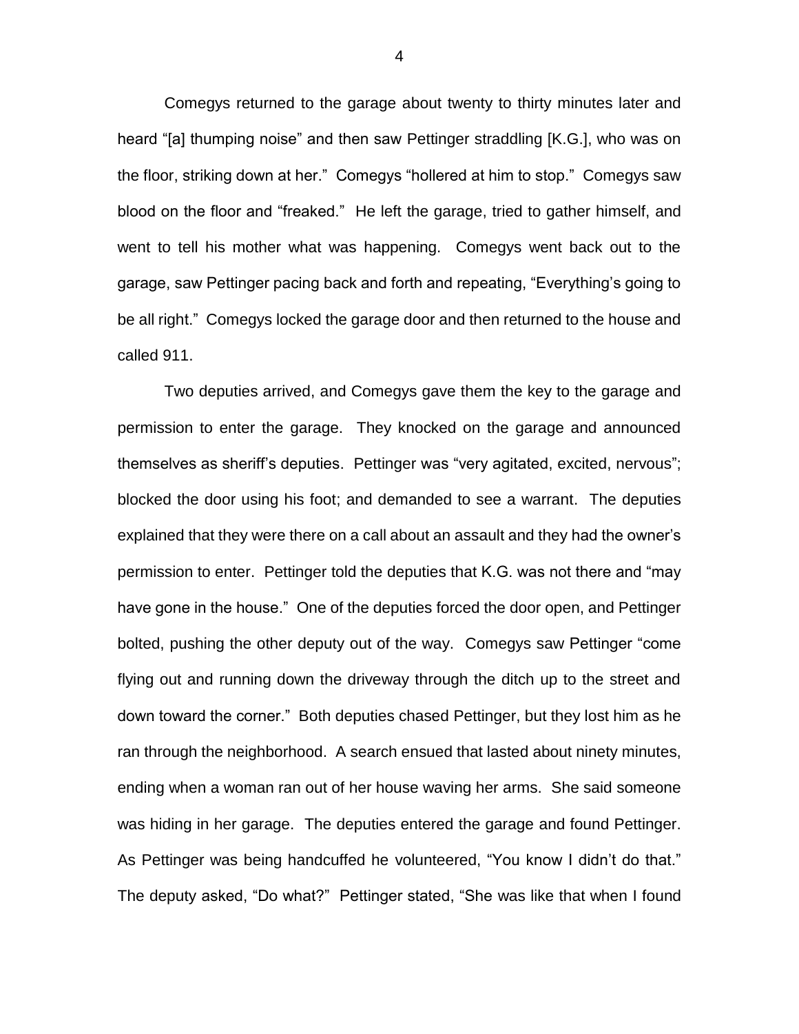Comegys returned to the garage about twenty to thirty minutes later and heard "[a] thumping noise" and then saw Pettinger straddling [K.G.], who was on the floor, striking down at her." Comegys "hollered at him to stop." Comegys saw blood on the floor and "freaked." He left the garage, tried to gather himself, and went to tell his mother what was happening. Comegys went back out to the garage, saw Pettinger pacing back and forth and repeating, "Everything's going to be all right." Comegys locked the garage door and then returned to the house and called 911.

Two deputies arrived, and Comegys gave them the key to the garage and permission to enter the garage. They knocked on the garage and announced themselves as sheriff's deputies. Pettinger was "very agitated, excited, nervous"; blocked the door using his foot; and demanded to see a warrant. The deputies explained that they were there on a call about an assault and they had the owner's permission to enter. Pettinger told the deputies that K.G. was not there and "may have gone in the house." One of the deputies forced the door open, and Pettinger bolted, pushing the other deputy out of the way. Comegys saw Pettinger "come flying out and running down the driveway through the ditch up to the street and down toward the corner." Both deputies chased Pettinger, but they lost him as he ran through the neighborhood. A search ensued that lasted about ninety minutes, ending when a woman ran out of her house waving her arms. She said someone was hiding in her garage. The deputies entered the garage and found Pettinger. As Pettinger was being handcuffed he volunteered, "You know I didn't do that." The deputy asked, "Do what?" Pettinger stated, "She was like that when I found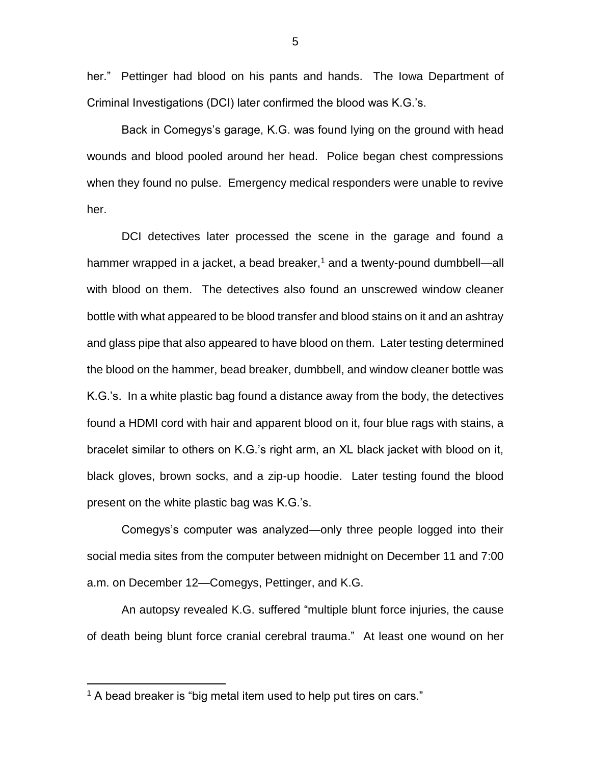her." Pettinger had blood on his pants and hands. The Iowa Department of Criminal Investigations (DCI) later confirmed the blood was K.G.'s.

Back in Comegys's garage, K.G. was found lying on the ground with head wounds and blood pooled around her head. Police began chest compressions when they found no pulse. Emergency medical responders were unable to revive her.

DCI detectives later processed the scene in the garage and found a hammer wrapped in a jacket, a bead breaker,[1] and a twenty-pound dumbbell—all with blood on them. The detectives also found an unscrewed window cleaner bottle with what appeared to be blood transfer and blood stains on it and an ashtray and glass pipe that also appeared to have blood on them. Later testing determined the blood on the hammer, bead breaker, dumbbell, and window cleaner bottle was K.G.'s. In a white plastic bag found a distance away from the body, the detectives found a HDMI cord with hair and apparent blood on it, four blue rags with stains, a bracelet similar to others on K.G.'s right arm, an XL black jacket with blood on it, black gloves, brown socks, and a zip-up hoodie. Later testing found the blood present on the white plastic bag was K.G.'s.

Comegys's computer was analyzed—only three people logged into their social media sites from the computer between midnight on December 11 and 7:00 a.m. on December 12—Comegys, Pettinger, and K.G.

An autopsy revealed K.G. suffered "multiple blunt force injuries, the cause of death being blunt force cranial cerebral trauma." At least one wound on her

[1] A bead breaker is "big metal item used to help put tires on cars."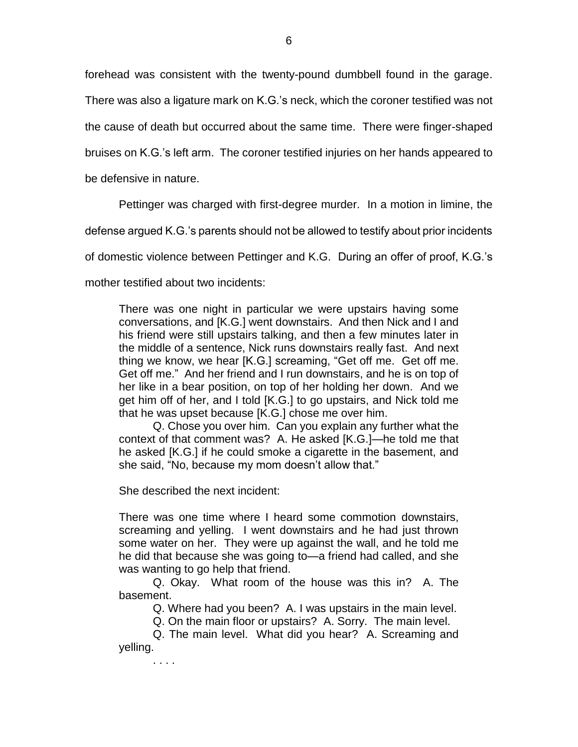forehead was consistent with the twenty-pound dumbbell found in the garage. There was also a ligature mark on K.G.'s neck, which the coroner testified was not the cause of death but occurred about the same time. There were finger-shaped bruises on K.G.'s left arm. The coroner testified injuries on her hands appeared to be defensive in nature.

Pettinger was charged with first-degree murder. In a motion in limine, the defense argued K.G.'s parents should not be allowed to testify about prior incidents of domestic violence between Pettinger and K.G. During an offer of proof, K.G.'s mother testified about two incidents:

> There was one night in particular we were upstairs having some conversations, and [K.G.] went downstairs. And then Nick and I and his friend were still upstairs talking, and then a few minutes later in the middle of a sentence, Nick runs downstairs really fast. And next thing we know, we hear [K.G.] screaming, "Get off me. Get off me. Get off me." And her friend and I run downstairs, and he is on top of her like in a bear position, on top of her holding her down. And we get him off of her, and I told [K.G.] to go upstairs, and Nick told me that he was upset because [K.G.] chose me over him.
>
> Q. Chose you over him. Can you explain any further what the context of that comment was? A. He asked [K.G.]—he told me that he asked [K.G.] if he could smoke a cigarette in the basement, and she said, "No, because my mom doesn't allow that."

She described the next incident:

> There was one time where I heard some commotion downstairs, screaming and yelling. I went downstairs and he had just thrown some water on her. They were up against the wall, and he told me he did that because she was going to—a friend had called, and she was wanting to go help that friend.
>
> Q. Okay. What room of the house was this in? A. The basement.
>
> Q. Where had you been? A. I was upstairs in the main level.
>
> Q. On the main floor or upstairs? A. Sorry. The main level.
>
> Q. The main level. What did you hear? A. Screaming and yelling.
>
> . . . .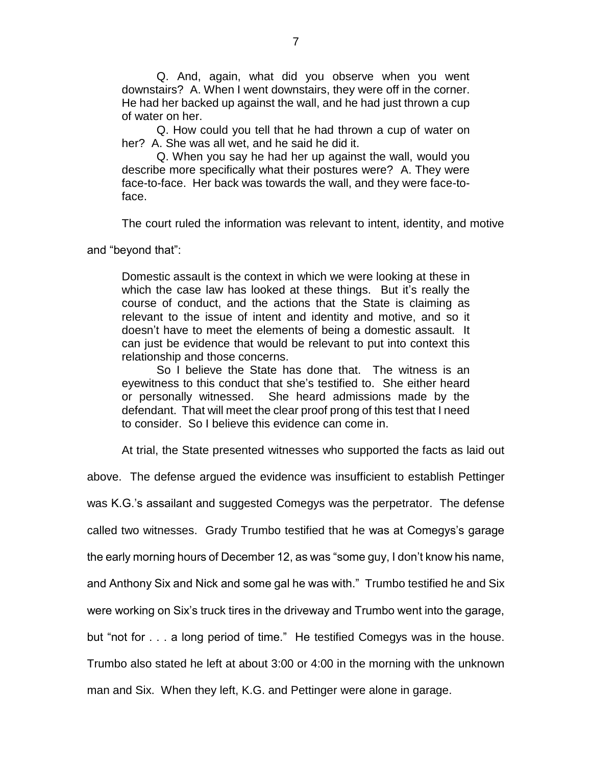> Q. And, again, what did you observe when you went downstairs? A. When I went downstairs, they were off in the corner. He had her backed up against the wall, and he had just thrown a cup of water on her.
>
> Q. How could you tell that he had thrown a cup of water on her? A. She was all wet, and he said he did it.
>
> Q. When you say he had her up against the wall, would you describe more specifically what their postures were? A. They were face-to-face. Her back was towards the wall, and they were face-to-face.

The court ruled the information was relevant to intent, identity, and motive and "beyond that":

> Domestic assault is the context in which we were looking at these in which the case law has looked at these things. But it's really the course of conduct, and the actions that the State is claiming as relevant to the issue of intent and identity and motive, and so it doesn't have to meet the elements of being a domestic assault. It can just be evidence that would be relevant to put into context this relationship and those concerns.
>
> So I believe the State has done that. The witness is an eyewitness to this conduct that she's testified to. She either heard or personally witnessed. She heard admissions made by the defendant. That will meet the clear proof prong of this test that I need to consider. So I believe this evidence can come in.

At trial, the State presented witnesses who supported the facts as laid out above. The defense argued the evidence was insufficient to establish Pettinger was K.G.'s assailant and suggested Comegys was the perpetrator. The defense called two witnesses. Grady Trumbo testified that he was at Comegys's garage the early morning hours of December 12, as was "some guy, I don't know his name, and Anthony Six and Nick and some gal he was with." Trumbo testified he and Six were working on Six's truck tires in the driveway and Trumbo went into the garage, but "not for . . . a long period of time." He testified Comegys was in the house. Trumbo also stated he left at about 3:00 or 4:00 in the morning with the unknown man and Six. When they left, K.G. and Pettinger were alone in garage.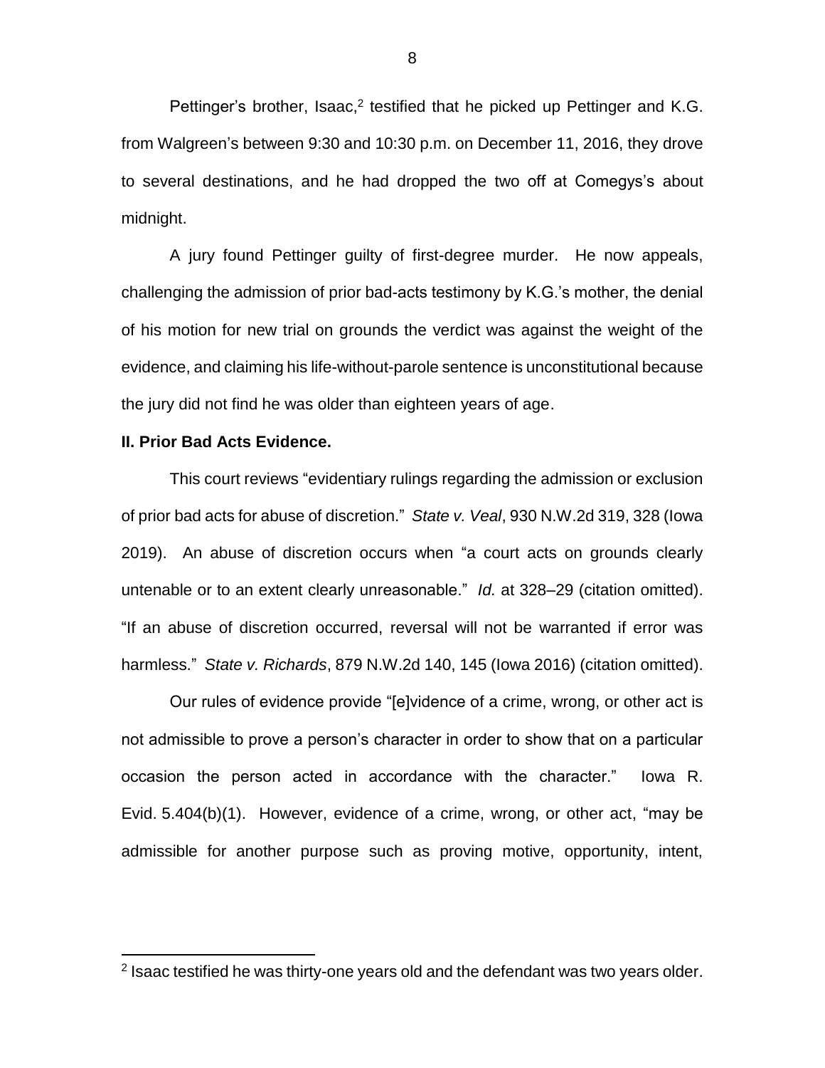Pettinger's brother, Isaac,[2] testified that he picked up Pettinger and K.G. from Walgreen's between 9:30 and 10:30 p.m. on December 11, 2016, they drove to several destinations, and he had dropped the two off at Comegys's about midnight.

A jury found Pettinger guilty of first-degree murder. He now appeals, challenging the admission of prior bad-acts testimony by K.G.'s mother, the denial of his motion for new trial on grounds the verdict was against the weight of the evidence, and claiming his life-without-parole sentence is unconstitutional because the jury did not find he was older than eighteen years of age.

**II. Prior Bad Acts Evidence.**

This court reviews "evidentiary rulings regarding the admission or exclusion of prior bad acts for abuse of discretion." *State v. Veal*, 930 N.W.2d 319, 328 (Iowa 2019). An abuse of discretion occurs when "a court acts on grounds clearly untenable or to an extent clearly unreasonable." *Id.* at 328–29 (citation omitted). "If an abuse of discretion occurred, reversal will not be warranted if error was harmless." *State v. Richards*, 879 N.W.2d 140, 145 (Iowa 2016) (citation omitted).

Our rules of evidence provide "[e]vidence of a crime, wrong, or other act is not admissible to prove a person's character in order to show that on a particular occasion the person acted in accordance with the character." Iowa R. Evid. 5.404(b)(1). However, evidence of a crime, wrong, or other act, "may be admissible for another purpose such as proving motive, opportunity, intent,

---

[2] Isaac testified he was thirty-one years old and the defendant was two years older.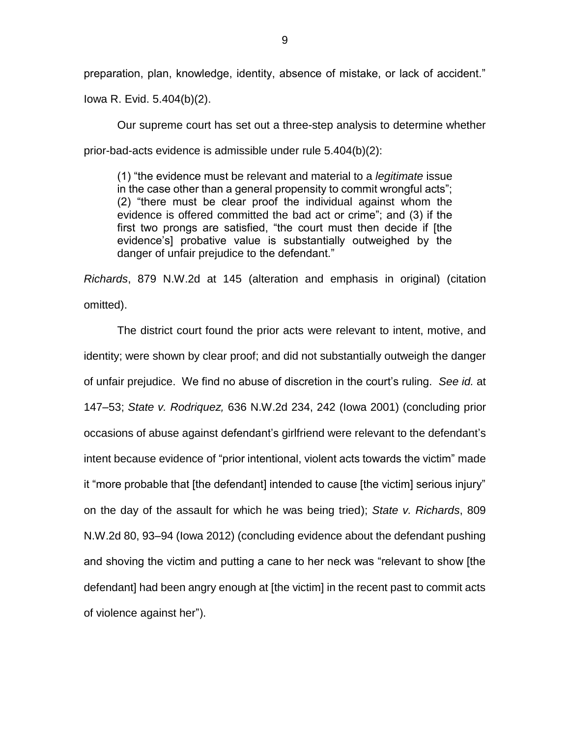preparation, plan, knowledge, identity, absence of mistake, or lack of accident." Iowa R. Evid. 5.404(b)(2).

Our supreme court has set out a three-step analysis to determine whether prior-bad-acts evidence is admissible under rule 5.404(b)(2):

> (1) "the evidence must be relevant and material to a *legitimate* issue in the case other than a general propensity to commit wrongful acts"; (2) "there must be clear proof the individual against whom the evidence is offered committed the bad act or crime"; and (3) if the first two prongs are satisfied, "the court must then decide if [the evidence's] probative value is substantially outweighed by the danger of unfair prejudice to the defendant."

*Richards*, 879 N.W.2d at 145 (alteration and emphasis in original) (citation omitted).

The district court found the prior acts were relevant to intent, motive, and identity; were shown by clear proof; and did not substantially outweigh the danger of unfair prejudice. We find no abuse of discretion in the court's ruling. *See id.* at 147–53; *State v. Rodriquez,* 636 N.W.2d 234, 242 (Iowa 2001) (concluding prior occasions of abuse against defendant's girlfriend were relevant to the defendant's intent because evidence of "prior intentional, violent acts towards the victim" made it "more probable that [the defendant] intended to cause [the victim] serious injury" on the day of the assault for which he was being tried); *State v. Richards*, 809 N.W.2d 80, 93–94 (Iowa 2012) (concluding evidence about the defendant pushing and shoving the victim and putting a cane to her neck was "relevant to show [the defendant] had been angry enough at [the victim] in the recent past to commit acts of violence against her").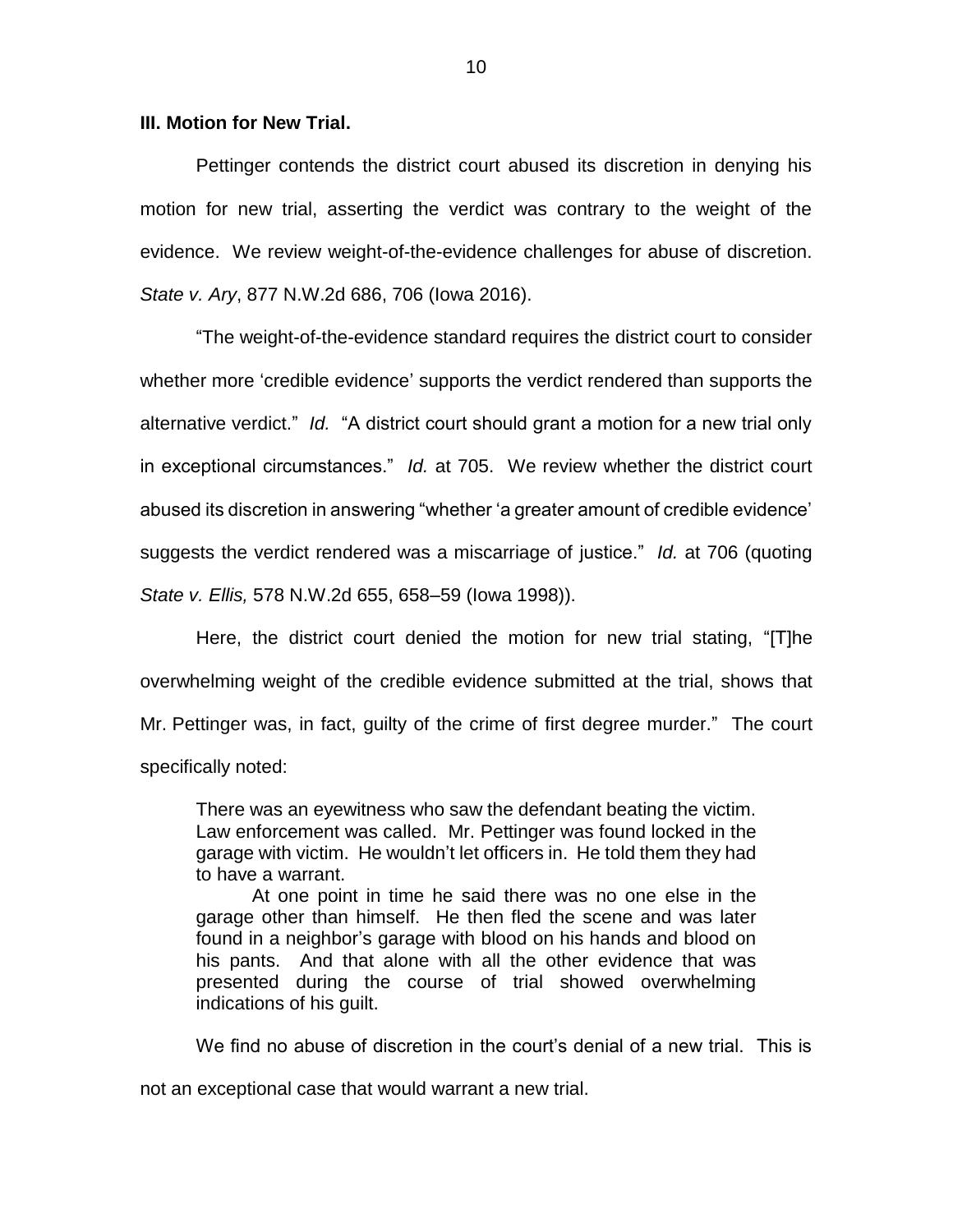### III. Motion for New Trial.

Pettinger contends the district court abused its discretion in denying his motion for new trial, asserting the verdict was contrary to the weight of the evidence. We review weight-of-the-evidence challenges for abuse of discretion. *State v. Ary*, 877 N.W.2d 686, 706 (Iowa 2016).

"The weight-of-the-evidence standard requires the district court to consider whether more 'credible evidence' supports the verdict rendered than supports the alternative verdict." *Id.* "A district court should grant a motion for a new trial only in exceptional circumstances." *Id.* at 705. We review whether the district court abused its discretion in answering "whether 'a greater amount of credible evidence' suggests the verdict rendered was a miscarriage of justice." *Id.* at 706 (quoting *State v. Ellis,* 578 N.W.2d 655, 658–59 (Iowa 1998)).

Here, the district court denied the motion for new trial stating, "[T]he overwhelming weight of the credible evidence submitted at the trial, shows that Mr. Pettinger was, in fact, guilty of the crime of first degree murder." The court specifically noted:

> There was an eyewitness who saw the defendant beating the victim. Law enforcement was called. Mr. Pettinger was found locked in the garage with victim. He wouldn't let officers in. He told them they had to have a warrant.
>
> At one point in time he said there was no one else in the garage other than himself. He then fled the scene and was later found in a neighbor's garage with blood on his hands and blood on his pants. And that alone with all the other evidence that was presented during the course of trial showed overwhelming indications of his guilt.

We find no abuse of discretion in the court's denial of a new trial. This is not an exceptional case that would warrant a new trial.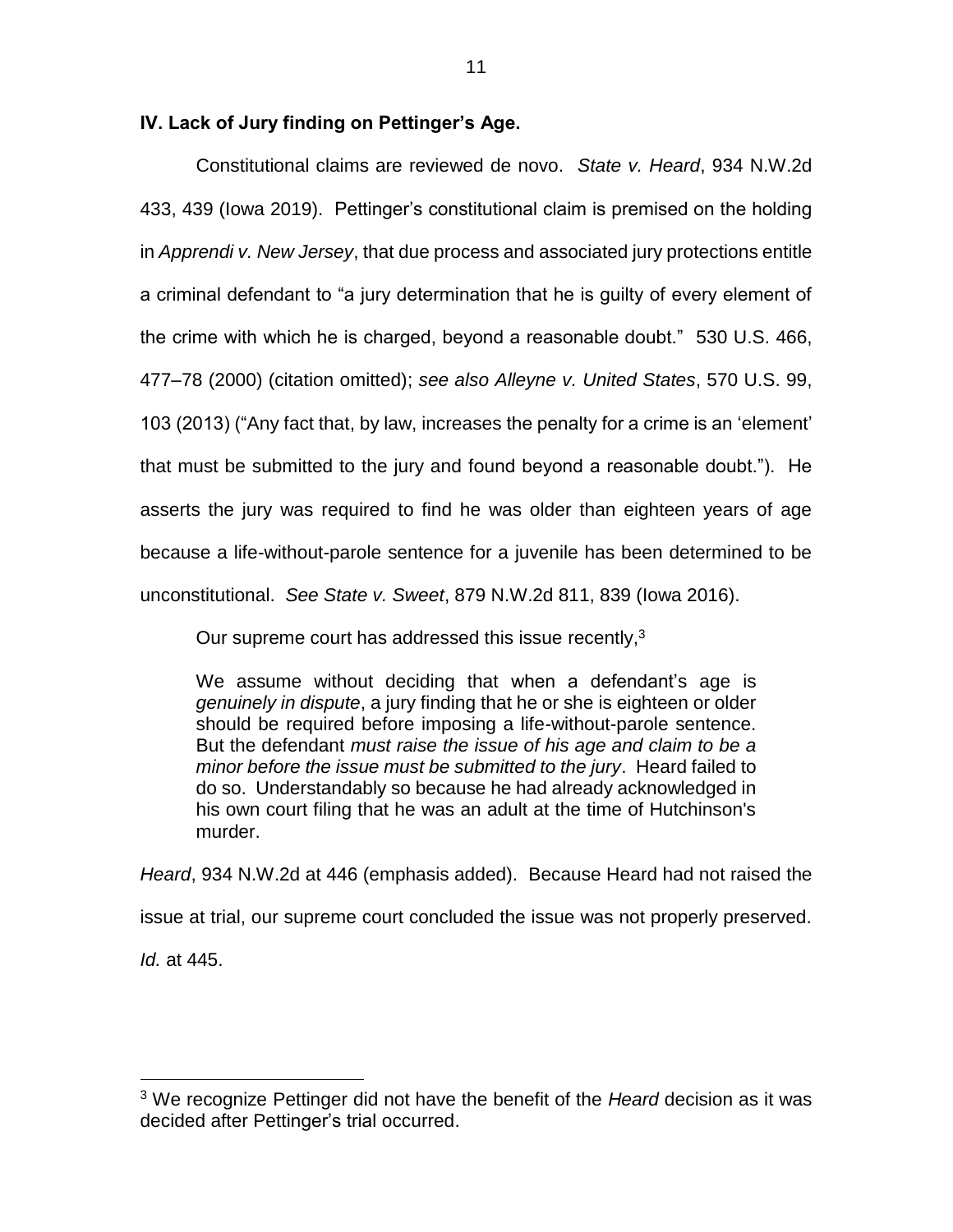**IV. Lack of Jury finding on Pettinger's Age.**

Constitutional claims are reviewed de novo. *State v. Heard*, 934 N.W.2d 433, 439 (Iowa 2019). Pettinger's constitutional claim is premised on the holding in *Apprendi v. New Jersey*, that due process and associated jury protections entitle a criminal defendant to "a jury determination that he is guilty of every element of the crime with which he is charged, beyond a reasonable doubt." 530 U.S. 466, 477–78 (2000) (citation omitted); *see also Alleyne v. United States*, 570 U.S. 99, 103 (2013) ("Any fact that, by law, increases the penalty for a crime is an 'element' that must be submitted to the jury and found beyond a reasonable doubt."). He asserts the jury was required to find he was older than eighteen years of age because a life-without-parole sentence for a juvenile has been determined to be unconstitutional. *See State v. Sweet*, 879 N.W.2d 811, 839 (Iowa 2016).

Our supreme court has addressed this issue recently,[3]

> We assume without deciding that when a defendant's age is *genuinely in dispute*, a jury finding that he or she is eighteen or older should be required before imposing a life-without-parole sentence. But the defendant *must raise the issue of his age and claim to be a minor before the issue must be submitted to the jury*. Heard failed to do so. Understandably so because he had already acknowledged in his own court filing that he was an adult at the time of Hutchinson's murder.

*Heard*, 934 N.W.2d at 446 (emphasis added). Because Heard had not raised the issue at trial, our supreme court concluded the issue was not properly preserved. *Id.* at 445.

---

[3] We recognize Pettinger did not have the benefit of the *Heard* decision as it was decided after Pettinger's trial occurred.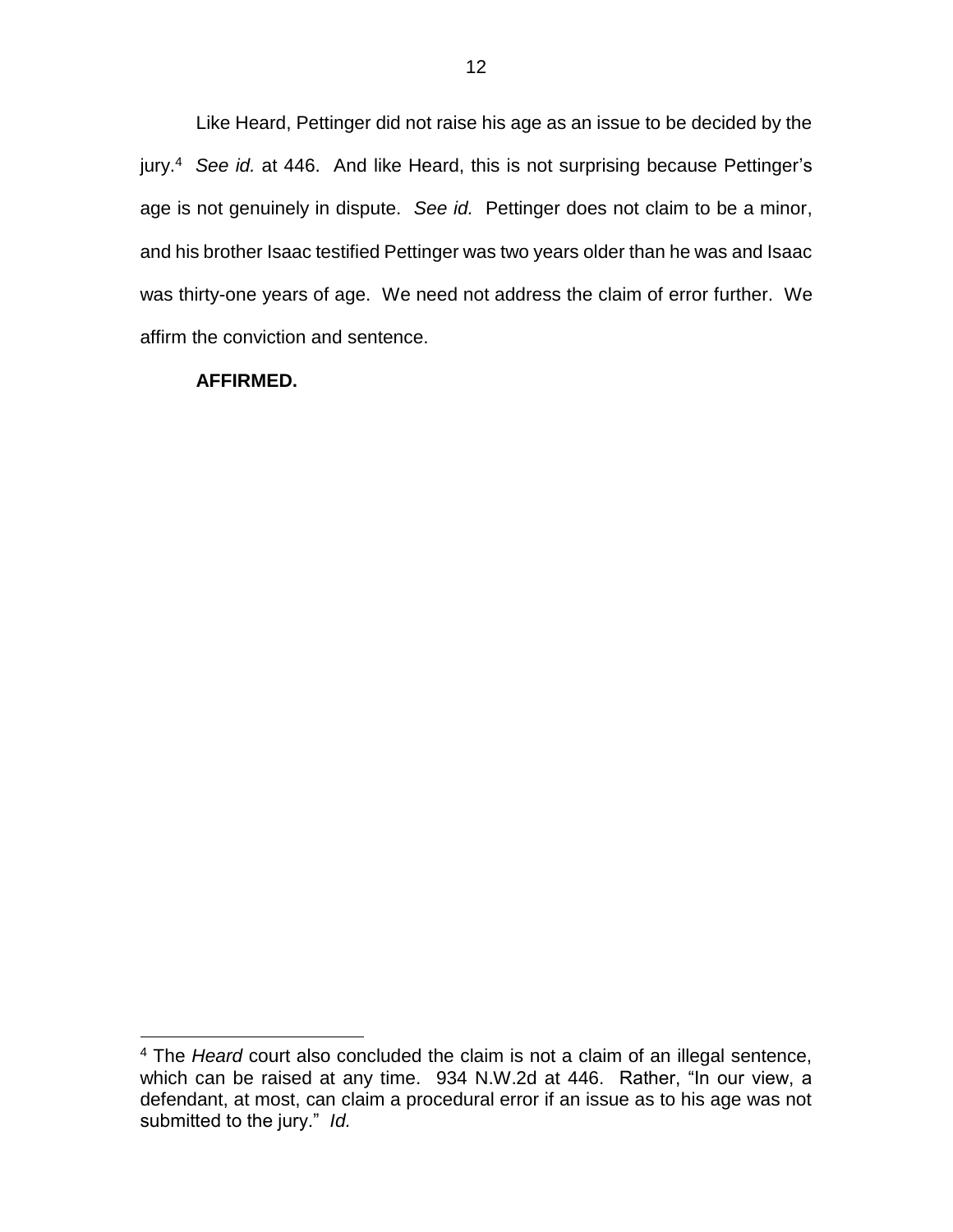Like Heard, Pettinger did not raise his age as an issue to be decided by the jury.[4] *See id.* at 446. And like Heard, this is not surprising because Pettinger's age is not genuinely in dispute. *See id.* Pettinger does not claim to be a minor, and his brother Isaac testified Pettinger was two years older than he was and Isaac was thirty-one years of age. We need not address the claim of error further. We affirm the conviction and sentence.

**AFFIRMED.**

---

[4] The *Heard* court also concluded the claim is not a claim of an illegal sentence, which can be raised at any time. 934 N.W.2d at 446. Rather, "In our view, a defendant, at most, can claim a procedural error if an issue as to his age was not submitted to the jury." *Id.*